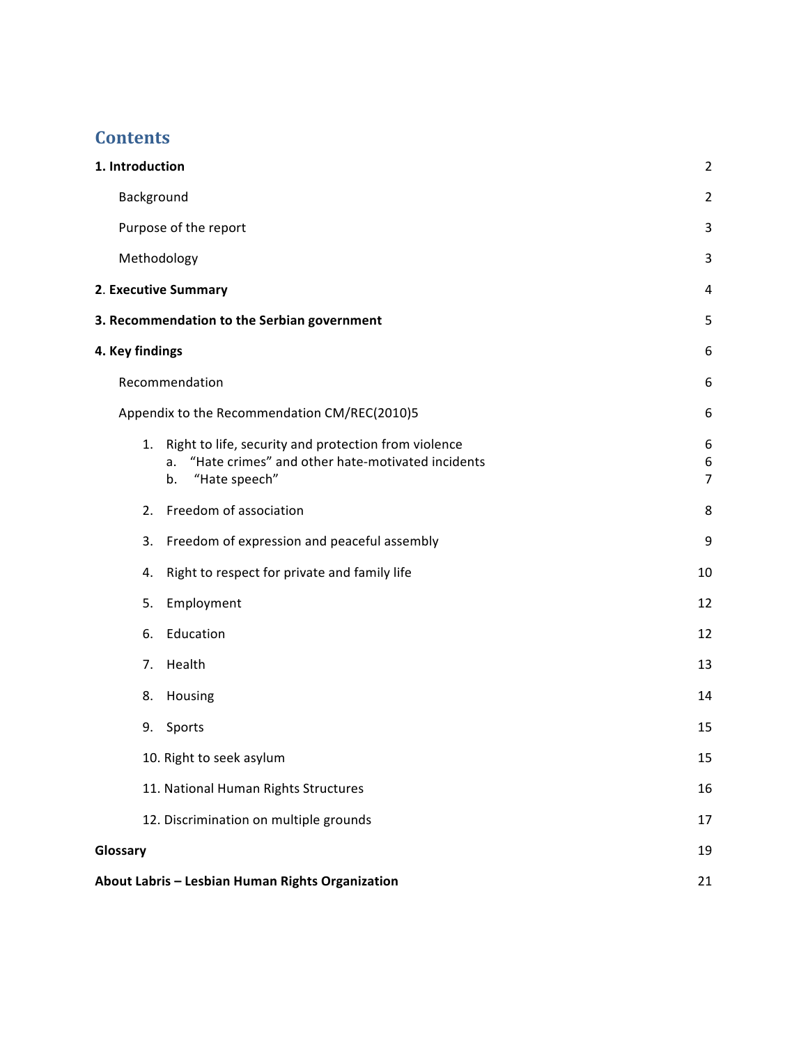# Contents

| | |
|---|---|
| **1. Introduction** | 2 |
| Background | 2 |
| Purpose of the report | 3 |
| Methodology | 3 |
| **2. Executive Summary** | 4 |
| **3. Recommendation to the Serbian government** | 5 |
| **4. Key findings** | 6 |
| Recommendation | 6 |
| Appendix to the Recommendation CM/REC(2010)5 | 6 |
| 1. Right to life, security and protection from violence | 6 |
| a. "Hate crimes" and other hate-motivated incidents | 6 |
| b. "Hate speech" | 7 |
| 2. Freedom of association | 8 |
| 3. Freedom of expression and peaceful assembly | 9 |
| 4. Right to respect for private and family life | 10 |
| 5. Employment | 12 |
| 6. Education | 12 |
| 7. Health | 13 |
| 8. Housing | 14 |
| 9. Sports | 15 |
| 10. Right to seek asylum | 15 |
| 11. National Human Rights Structures | 16 |
| 12. Discrimination on multiple grounds | 17 |
| **Glossary** | 19 |
| **About Labris – Lesbian Human Rights Organization** | 21 |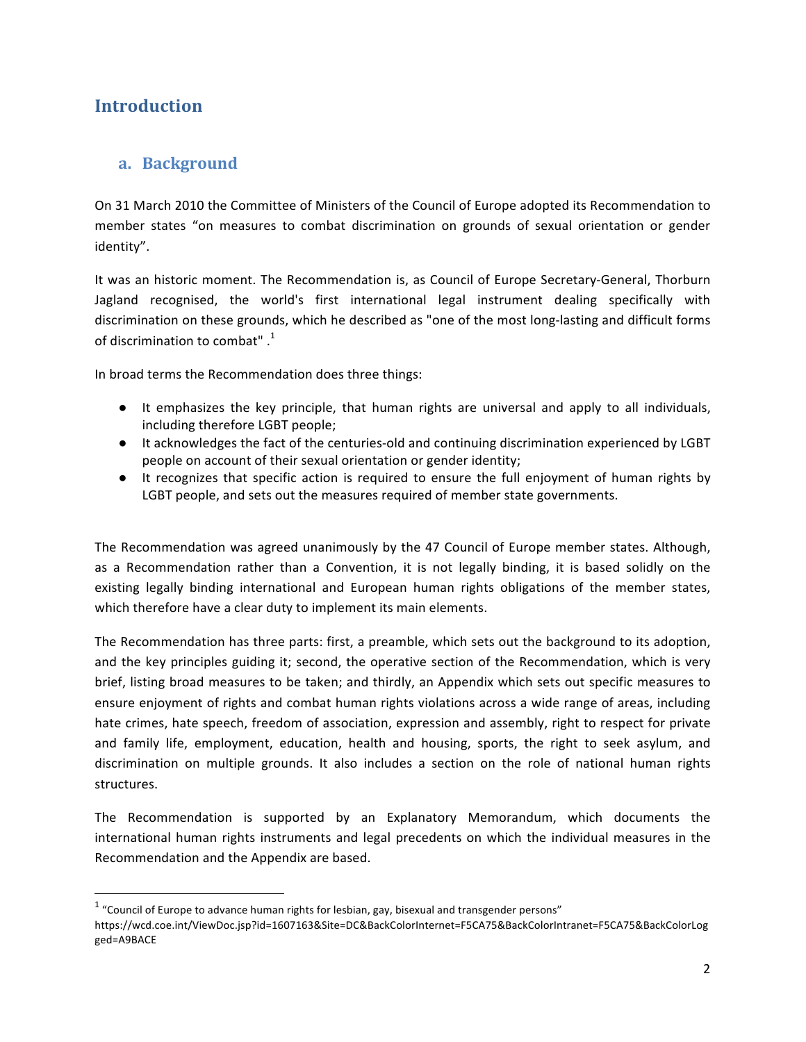# Introduction

## a. Background

On 31 March 2010 the Committee of Ministers of the Council of Europe adopted its Recommendation to member states "on measures to combat discrimination on grounds of sexual orientation or gender identity".

It was an historic moment. The Recommendation is, as Council of Europe Secretary-General, Thorburn Jagland recognised, the world's first international legal instrument dealing specifically with discrimination on these grounds, which he described as "one of the most long-lasting and difficult forms of discrimination to combat" .[1]

In broad terms the Recommendation does three things:

- It emphasizes the key principle, that human rights are universal and apply to all individuals, including therefore LGBT people;
- It acknowledges the fact of the centuries-old and continuing discrimination experienced by LGBT people on account of their sexual orientation or gender identity;
- It recognizes that specific action is required to ensure the full enjoyment of human rights by LGBT people, and sets out the measures required of member state governments.

The Recommendation was agreed unanimously by the 47 Council of Europe member states. Although, as a Recommendation rather than a Convention, it is not legally binding, it is based solidly on the existing legally binding international and European human rights obligations of the member states, which therefore have a clear duty to implement its main elements.

The Recommendation has three parts: first, a preamble, which sets out the background to its adoption, and the key principles guiding it; second, the operative section of the Recommendation, which is very brief, listing broad measures to be taken; and thirdly, an Appendix which sets out specific measures to ensure enjoyment of rights and combat human rights violations across a wide range of areas, including hate crimes, hate speech, freedom of association, expression and assembly, right to respect for private and family life, employment, education, health and housing, sports, the right to seek asylum, and discrimination on multiple grounds. It also includes a section on the role of national human rights structures.

The Recommendation is supported by an Explanatory Memorandum, which documents the international human rights instruments and legal precedents on which the individual measures in the Recommendation and the Appendix are based.

---

[1] "Council of Europe to advance human rights for lesbian, gay, bisexual and transgender persons" https://wcd.coe.int/ViewDoc.jsp?id=1607163&Site=DC&BackColorInternet=F5CA75&BackColorIntranet=F5CA75&BackColorLogged=A9BACE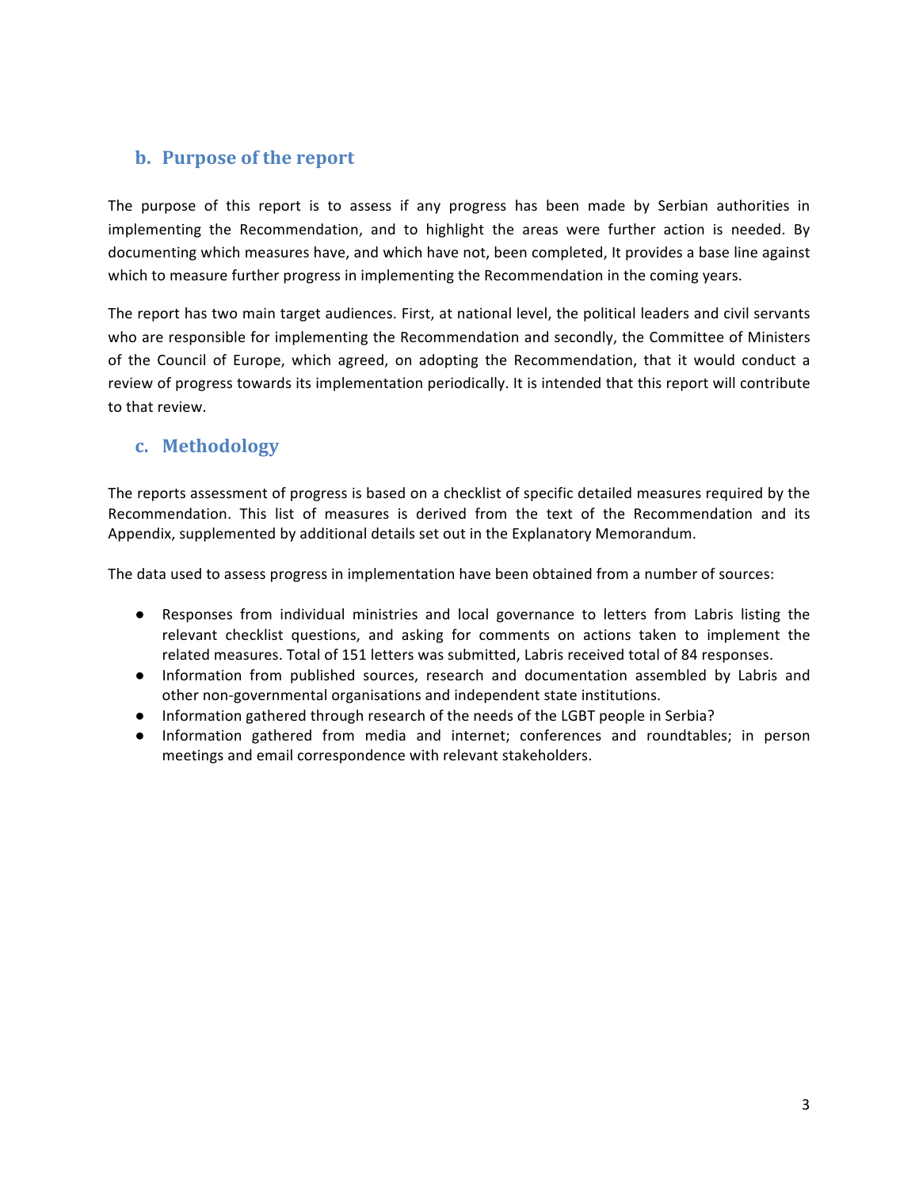## b. Purpose of the report

The purpose of this report is to assess if any progress has been made by Serbian authorities in implementing the Recommendation, and to highlight the areas were further action is needed. By documenting which measures have, and which have not, been completed, It provides a base line against which to measure further progress in implementing the Recommendation in the coming years.

The report has two main target audiences. First, at national level, the political leaders and civil servants who are responsible for implementing the Recommendation and secondly, the Committee of Ministers of the Council of Europe, which agreed, on adopting the Recommendation, that it would conduct a review of progress towards its implementation periodically. It is intended that this report will contribute to that review.

## c. Methodology

The reports assessment of progress is based on a checklist of specific detailed measures required by the Recommendation. This list of measures is derived from the text of the Recommendation and its Appendix, supplemented by additional details set out in the Explanatory Memorandum.

The data used to assess progress in implementation have been obtained from a number of sources:

- Responses from individual ministries and local governance to letters from Labris listing the relevant checklist questions, and asking for comments on actions taken to implement the related measures. Total of 151 letters was submitted, Labris received total of 84 responses.
- Information from published sources, research and documentation assembled by Labris and other non-governmental organisations and independent state institutions.
- Information gathered through research of the needs of the LGBT people in Serbia?
- Information gathered from media and internet; conferences and roundtables; in person meetings and email correspondence with relevant stakeholders.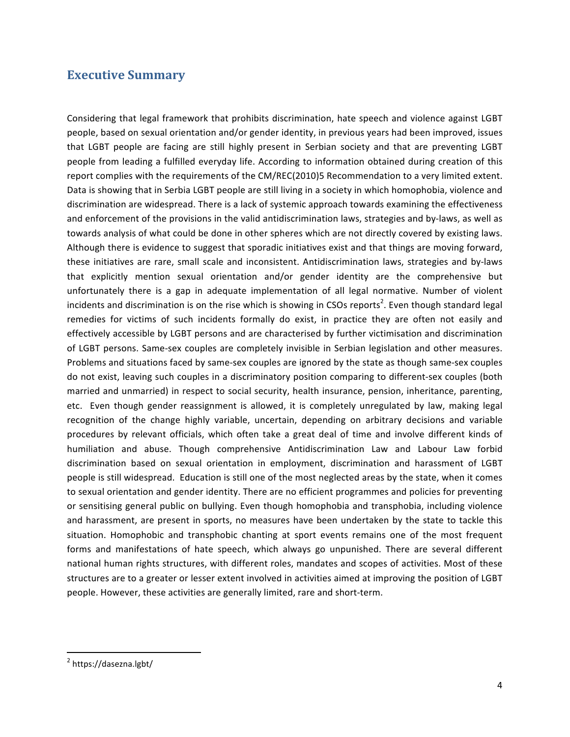## Executive Summary

Considering that legal framework that prohibits discrimination, hate speech and violence against LGBT people, based on sexual orientation and/or gender identity, in previous years had been improved, issues that LGBT people are facing are still highly present in Serbian society and that are preventing LGBT people from leading a fulfilled everyday life. According to information obtained during creation of this report complies with the requirements of the CM/REC(2010)5 Recommendation to a very limited extent. Data is showing that in Serbia LGBT people are still living in a society in which homophobia, violence and discrimination are widespread. There is a lack of systemic approach towards examining the effectiveness and enforcement of the provisions in the valid antidiscrimination laws, strategies and by-laws, as well as towards analysis of what could be done in other spheres which are not directly covered by existing laws. Although there is evidence to suggest that sporadic initiatives exist and that things are moving forward, these initiatives are rare, small scale and inconsistent. Antidiscrimination laws, strategies and by-laws that explicitly mention sexual orientation and/or gender identity are the comprehensive but unfortunately there is a gap in adequate implementation of all legal normative. Number of violent incidents and discrimination is on the rise which is showing in CSOs reports[2]. Even though standard legal remedies for victims of such incidents formally do exist, in practice they are often not easily and effectively accessible by LGBT persons and are characterised by further victimisation and discrimination of LGBT persons. Same-sex couples are completely invisible in Serbian legislation and other measures. Problems and situations faced by same-sex couples are ignored by the state as though same-sex couples do not exist, leaving such couples in a discriminatory position comparing to different-sex couples (both married and unmarried) in respect to social security, health insurance, pension, inheritance, parenting, etc. Even though gender reassignment is allowed, it is completely unregulated by law, making legal recognition of the change highly variable, uncertain, depending on arbitrary decisions and variable procedures by relevant officials, which often take a great deal of time and involve different kinds of humiliation and abuse. Though comprehensive Antidiscrimination Law and Labour Law forbid discrimination based on sexual orientation in employment, discrimination and harassment of LGBT people is still widespread. Education is still one of the most neglected areas by the state, when it comes to sexual orientation and gender identity. There are no efficient programmes and policies for preventing or sensitising general public on bullying. Even though homophobia and transphobia, including violence and harassment, are present in sports, no measures have been undertaken by the state to tackle this situation. Homophobic and transphobic chanting at sport events remains one of the most frequent forms and manifestations of hate speech, which always go unpunished. There are several different national human rights structures, with different roles, mandates and scopes of activities. Most of these structures are to a greater or lesser extent involved in activities aimed at improving the position of LGBT people. However, these activities are generally limited, rare and short-term.

---

[2] https://dasezna.lgbt/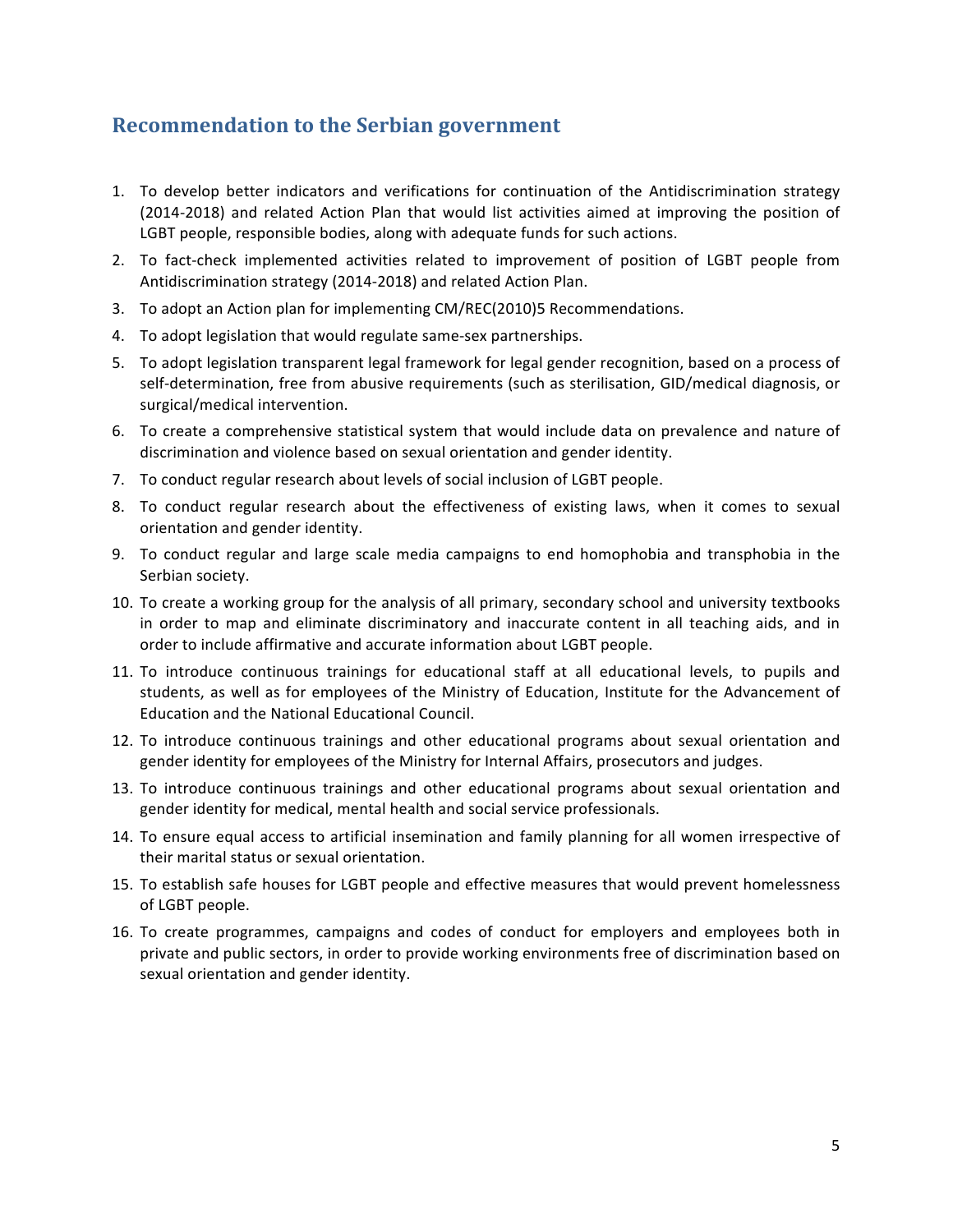## Recommendation to the Serbian government

1. To develop better indicators and verifications for continuation of the Antidiscrimination strategy (2014-2018) and related Action Plan that would list activities aimed at improving the position of LGBT people, responsible bodies, along with adequate funds for such actions.
2. To fact-check implemented activities related to improvement of position of LGBT people from Antidiscrimination strategy (2014-2018) and related Action Plan.
3. To adopt an Action plan for implementing CM/REC(2010)5 Recommendations.
4. To adopt legislation that would regulate same-sex partnerships.
5. To adopt legislation transparent legal framework for legal gender recognition, based on a process of self-determination, free from abusive requirements (such as sterilisation, GID/medical diagnosis, or surgical/medical intervention.
6. To create a comprehensive statistical system that would include data on prevalence and nature of discrimination and violence based on sexual orientation and gender identity.
7. To conduct regular research about levels of social inclusion of LGBT people.
8. To conduct regular research about the effectiveness of existing laws, when it comes to sexual orientation and gender identity.
9. To conduct regular and large scale media campaigns to end homophobia and transphobia in the Serbian society.
10. To create a working group for the analysis of all primary, secondary school and university textbooks in order to map and eliminate discriminatory and inaccurate content in all teaching aids, and in order to include affirmative and accurate information about LGBT people.
11. To introduce continuous trainings for educational staff at all educational levels, to pupils and students, as well as for employees of the Ministry of Education, Institute for the Advancement of Education and the National Educational Council.
12. To introduce continuous trainings and other educational programs about sexual orientation and gender identity for employees of the Ministry for Internal Affairs, prosecutors and judges.
13. To introduce continuous trainings and other educational programs about sexual orientation and gender identity for medical, mental health and social service professionals.
14. To ensure equal access to artificial insemination and family planning for all women irrespective of their marital status or sexual orientation.
15. To establish safe houses for LGBT people and effective measures that would prevent homelessness of LGBT people.
16. To create programmes, campaigns and codes of conduct for employers and employees both in private and public sectors, in order to provide working environments free of discrimination based on sexual orientation and gender identity.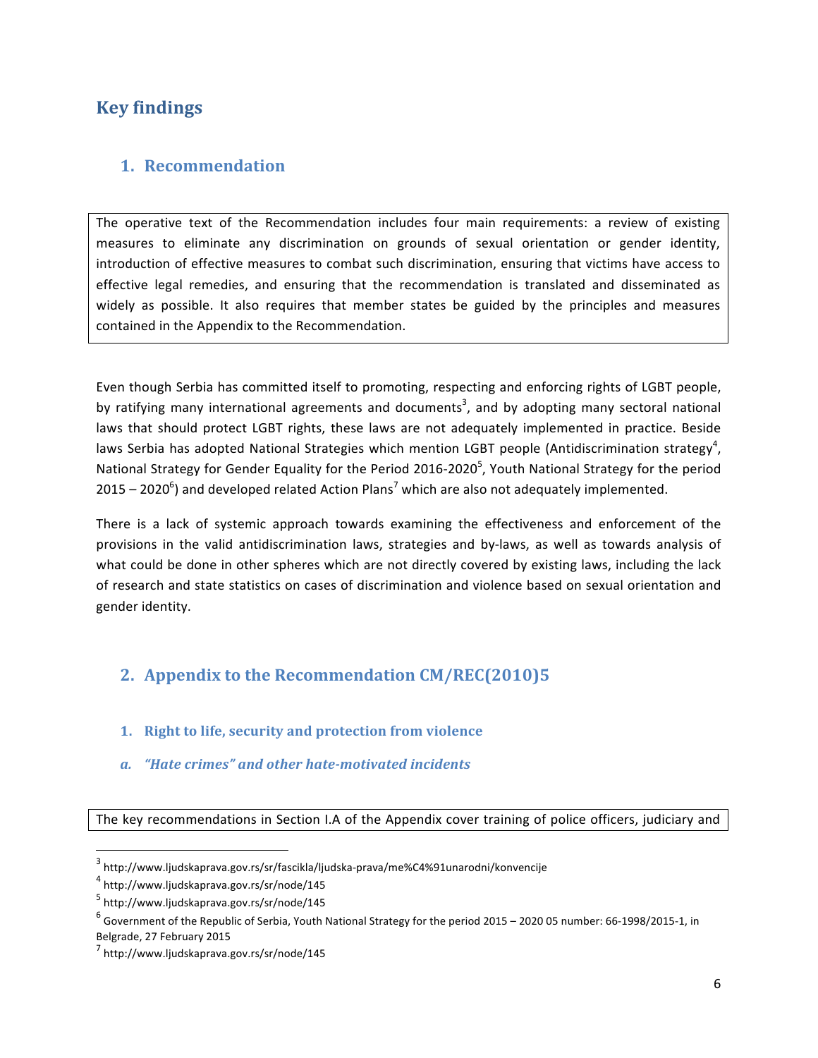# Key findings

## 1. Recommendation

The operative text of the Recommendation includes four main requirements: a review of existing measures to eliminate any discrimination on grounds of sexual orientation or gender identity, introduction of effective measures to combat such discrimination, ensuring that victims have access to effective legal remedies, and ensuring that the recommendation is translated and disseminated as widely as possible. It also requires that member states be guided by the principles and measures contained in the Appendix to the Recommendation.

Even though Serbia has committed itself to promoting, respecting and enforcing rights of LGBT people, by ratifying many international agreements and documents[3], and by adopting many sectoral national laws that should protect LGBT rights, these laws are not adequately implemented in practice. Beside laws Serbia has adopted National Strategies which mention LGBT people (Antidiscrimination strategy[4], National Strategy for Gender Equality for the Period 2016-2020[5], Youth National Strategy for the period 2015 – 2020[6]) and developed related Action Plans[7] which are also not adequately implemented.

There is a lack of systemic approach towards examining the effectiveness and enforcement of the provisions in the valid antidiscrimination laws, strategies and by-laws, as well as towards analysis of what could be done in other spheres which are not directly covered by existing laws, including the lack of research and state statistics on cases of discrimination and violence based on sexual orientation and gender identity.

## 2. Appendix to the Recommendation CM/REC(2010)5

### 1. Right to life, security and protection from violence

### *a. "Hate crimes" and other hate-motivated incidents*

The key recommendations in Section I.A of the Appendix cover training of police officers, judiciary and

---

[3] http://www.ljudskaprava.gov.rs/sr/fascikla/ljudska-prava/me%C4%91unarodni/konvencije

[4] http://www.ljudskaprava.gov.rs/sr/node/145

[5] http://www.ljudskaprava.gov.rs/sr/node/145

[6] Government of the Republic of Serbia, Youth National Strategy for the period 2015 – 2020 05 number: 66-1998/2015-1, in Belgrade, 27 February 2015

[7] http://www.ljudskaprava.gov.rs/sr/node/145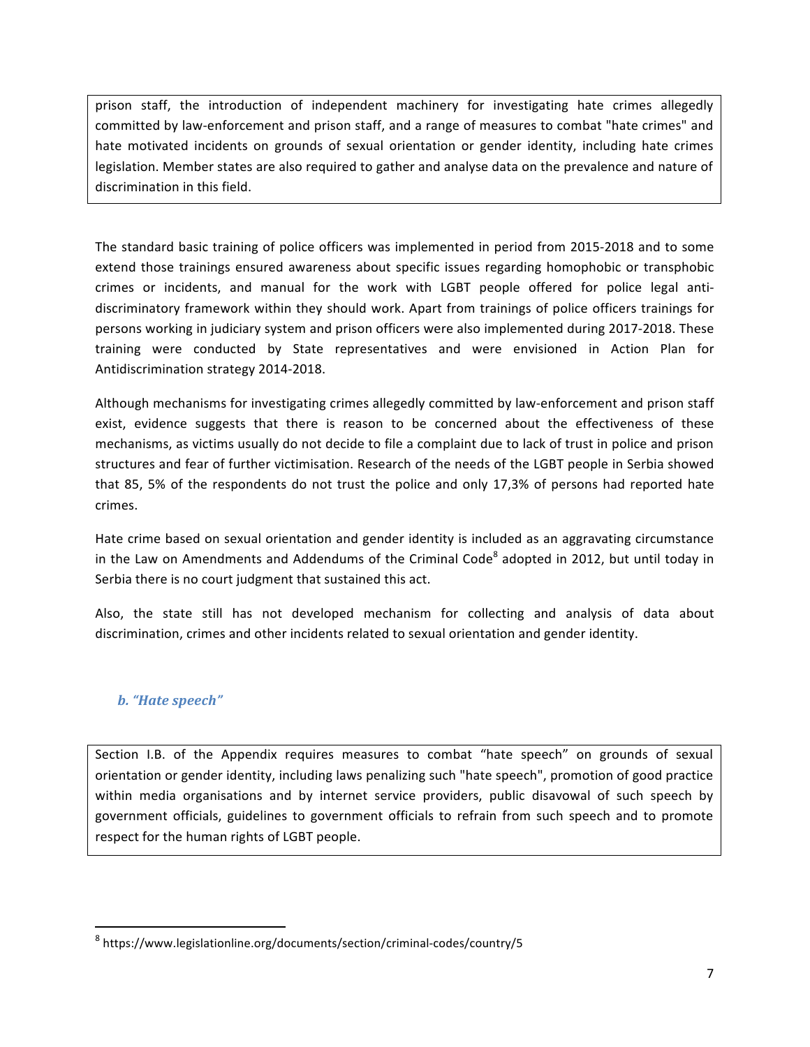prison staff, the introduction of independent machinery for investigating hate crimes allegedly committed by law-enforcement and prison staff, and a range of measures to combat "hate crimes" and hate motivated incidents on grounds of sexual orientation or gender identity, including hate crimes legislation. Member states are also required to gather and analyse data on the prevalence and nature of discrimination in this field.

The standard basic training of police officers was implemented in period from 2015-2018 and to some extend those trainings ensured awareness about specific issues regarding homophobic or transphobic crimes or incidents, and manual for the work with LGBT people offered for police legal anti-discriminatory framework within they should work. Apart from trainings of police officers trainings for persons working in judiciary system and prison officers were also implemented during 2017-2018. These training were conducted by State representatives and were envisioned in Action Plan for Antidiscrimination strategy 2014-2018.

Although mechanisms for investigating crimes allegedly committed by law-enforcement and prison staff exist, evidence suggests that there is reason to be concerned about the effectiveness of these mechanisms, as victims usually do not decide to file a complaint due to lack of trust in police and prison structures and fear of further victimisation. Research of the needs of the LGBT people in Serbia showed that 85, 5% of the respondents do not trust the police and only 17,3% of persons had reported hate crimes.

Hate crime based on sexual orientation and gender identity is included as an aggravating circumstance in the Law on Amendments and Addendums of the Criminal Code[8] adopted in 2012, but until today in Serbia there is no court judgment that sustained this act.

Also, the state still has not developed mechanism for collecting and analysis of data about discrimination, crimes and other incidents related to sexual orientation and gender identity.

### *b. "Hate speech"*

Section I.B. of the Appendix requires measures to combat "hate speech" on grounds of sexual orientation or gender identity, including laws penalizing such "hate speech", promotion of good practice within media organisations and by internet service providers, public disavowal of such speech by government officials, guidelines to government officials to refrain from such speech and to promote respect for the human rights of LGBT people.

[8] https://www.legislationline.org/documents/section/criminal-codes/country/5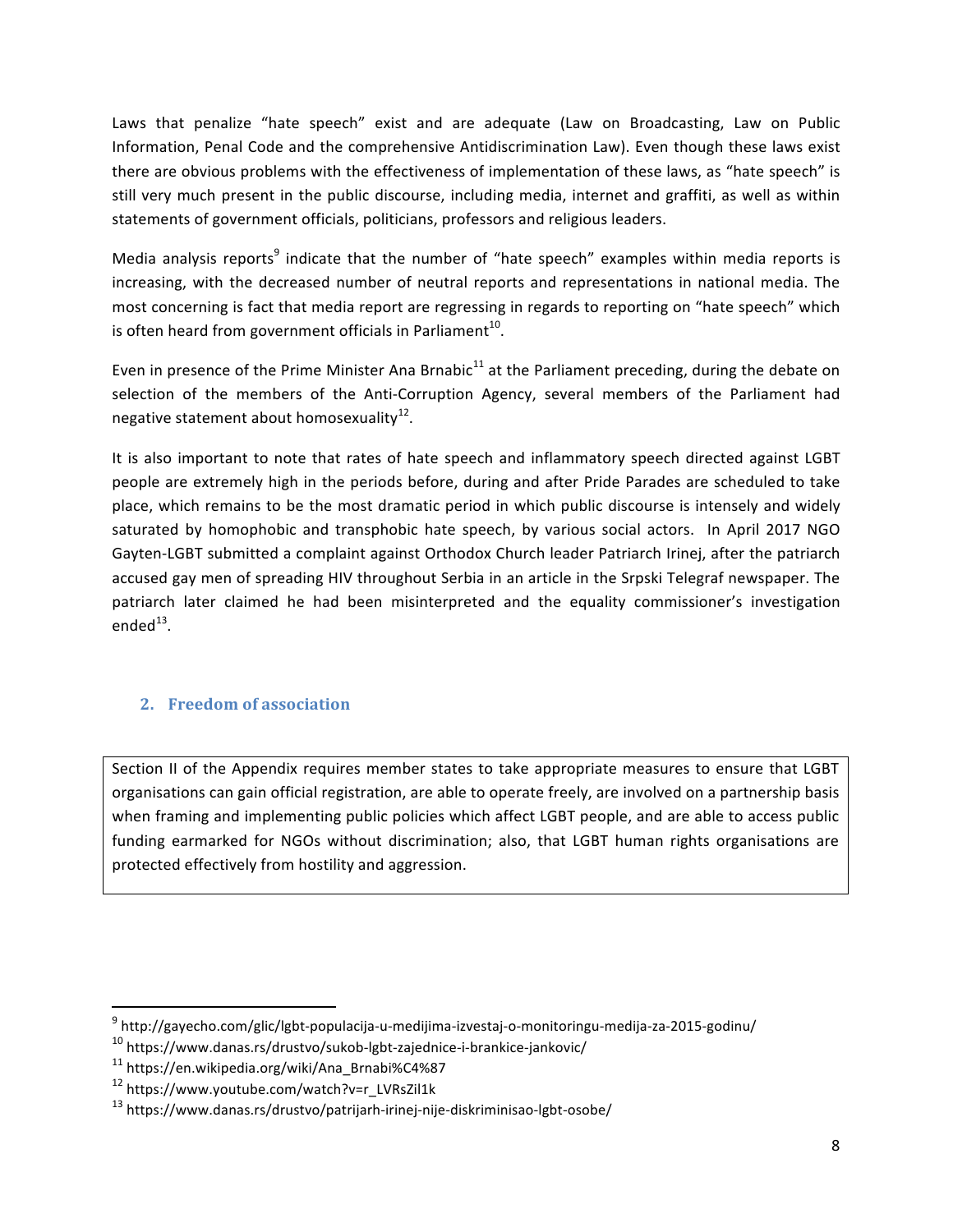Laws that penalize "hate speech" exist and are adequate (Law on Broadcasting, Law on Public Information, Penal Code and the comprehensive Antidiscrimination Law). Even though these laws exist there are obvious problems with the effectiveness of implementation of these laws, as "hate speech" is still very much present in the public discourse, including media, internet and graffiti, as well as within statements of government officials, politicians, professors and religious leaders.

Media analysis reports[9] indicate that the number of "hate speech" examples within media reports is increasing, with the decreased number of neutral reports and representations in national media. The most concerning is fact that media report are regressing in regards to reporting on "hate speech" which is often heard from government officials in Parliament[10].

Even in presence of the Prime Minister Ana Brnabic[11] at the Parliament preceding, during the debate on selection of the members of the Anti-Corruption Agency, several members of the Parliament had negative statement about homosexuality[12].

It is also important to note that rates of hate speech and inflammatory speech directed against LGBT people are extremely high in the periods before, during and after Pride Parades are scheduled to take place, which remains to be the most dramatic period in which public discourse is intensely and widely saturated by homophobic and transphobic hate speech, by various social actors. In April 2017 NGO Gayten-LGBT submitted a complaint against Orthodox Church leader Patriarch Irinej, after the patriarch accused gay men of spreading HIV throughout Serbia in an article in the Srpski Telegraf newspaper. The patriarch later claimed he had been misinterpreted and the equality commissioner's investigation ended[13].

## 2. Freedom of association

Section II of the Appendix requires member states to take appropriate measures to ensure that LGBT organisations can gain official registration, are able to operate freely, are involved on a partnership basis when framing and implementing public policies which affect LGBT people, and are able to access public funding earmarked for NGOs without discrimination; also, that LGBT human rights organisations are protected effectively from hostility and aggression.

---

[9] http://gayecho.com/glic/lgbt-populacija-u-medijima-izvestaj-o-monitoringu-medija-za-2015-godinu/

[10] https://www.danas.rs/drustvo/sukob-lgbt-zajednice-i-brankice-jankovic/

[11] https://en.wikipedia.org/wiki/Ana_Brnabi%C4%87

[12] https://www.youtube.com/watch?v=r_LVRsZil1k

[13] https://www.danas.rs/drustvo/patrijarh-irinej-nije-diskriminisao-lgbt-osobe/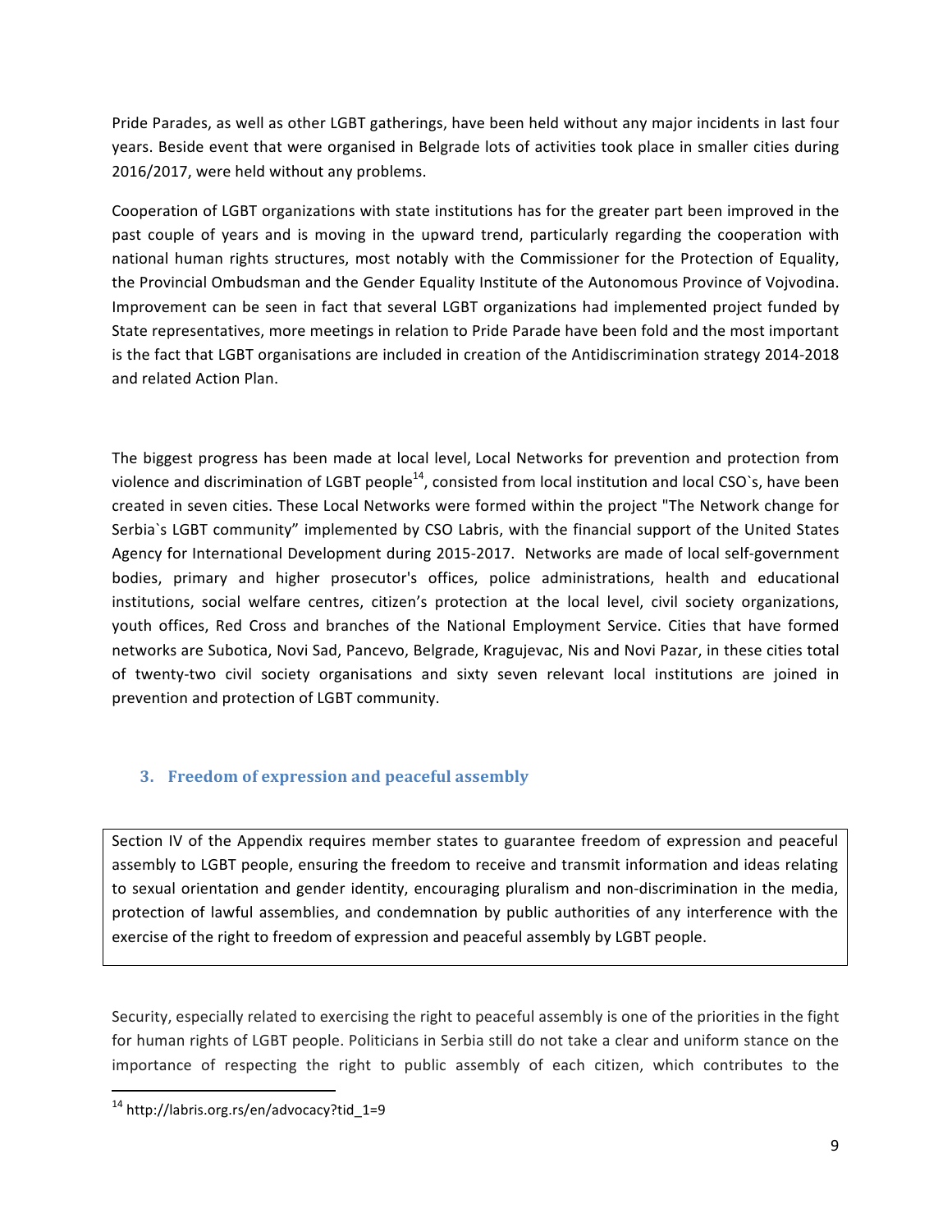Pride Parades, as well as other LGBT gatherings, have been held without any major incidents in last four years. Beside event that were organised in Belgrade lots of activities took place in smaller cities during 2016/2017, were held without any problems.

Cooperation of LGBT organizations with state institutions has for the greater part been improved in the past couple of years and is moving in the upward trend, particularly regarding the cooperation with national human rights structures, most notably with the Commissioner for the Protection of Equality, the Provincial Ombudsman and the Gender Equality Institute of the Autonomous Province of Vojvodina. Improvement can be seen in fact that several LGBT organizations had implemented project funded by State representatives, more meetings in relation to Pride Parade have been fold and the most important is the fact that LGBT organisations are included in creation of the Antidiscrimination strategy 2014-2018 and related Action Plan.

The biggest progress has been made at local level, Local Networks for prevention and protection from violence and discrimination of LGBT people[14], consisted from local institution and local CSO`s, have been created in seven cities. These Local Networks were formed within the project "The Network change for Serbia`s LGBT community" implemented by CSO Labris, with the financial support of the United States Agency for International Development during 2015-2017. Networks are made of local self-government bodies, primary and higher prosecutor's offices, police administrations, health and educational institutions, social welfare centres, citizen's protection at the local level, civil society organizations, youth offices, Red Cross and branches of the National Employment Service. Cities that have formed networks are Subotica, Novi Sad, Pancevo, Belgrade, Kragujevac, Nis and Novi Pazar, in these cities total of twenty-two civil society organisations and sixty seven relevant local institutions are joined in prevention and protection of LGBT community.

## 3. Freedom of expression and peaceful assembly

> Section IV of the Appendix requires member states to guarantee freedom of expression and peaceful assembly to LGBT people, ensuring the freedom to receive and transmit information and ideas relating to sexual orientation and gender identity, encouraging pluralism and non-discrimination in the media, protection of lawful assemblies, and condemnation by public authorities of any interference with the exercise of the right to freedom of expression and peaceful assembly by LGBT people.

Security, especially related to exercising the right to peaceful assembly is one of the priorities in the fight for human rights of LGBT people. Politicians in Serbia still do not take a clear and uniform stance on the importance of respecting the right to public assembly of each citizen, which contributes to the

---

[14] http://labris.org.rs/en/advocacy?tid_1=9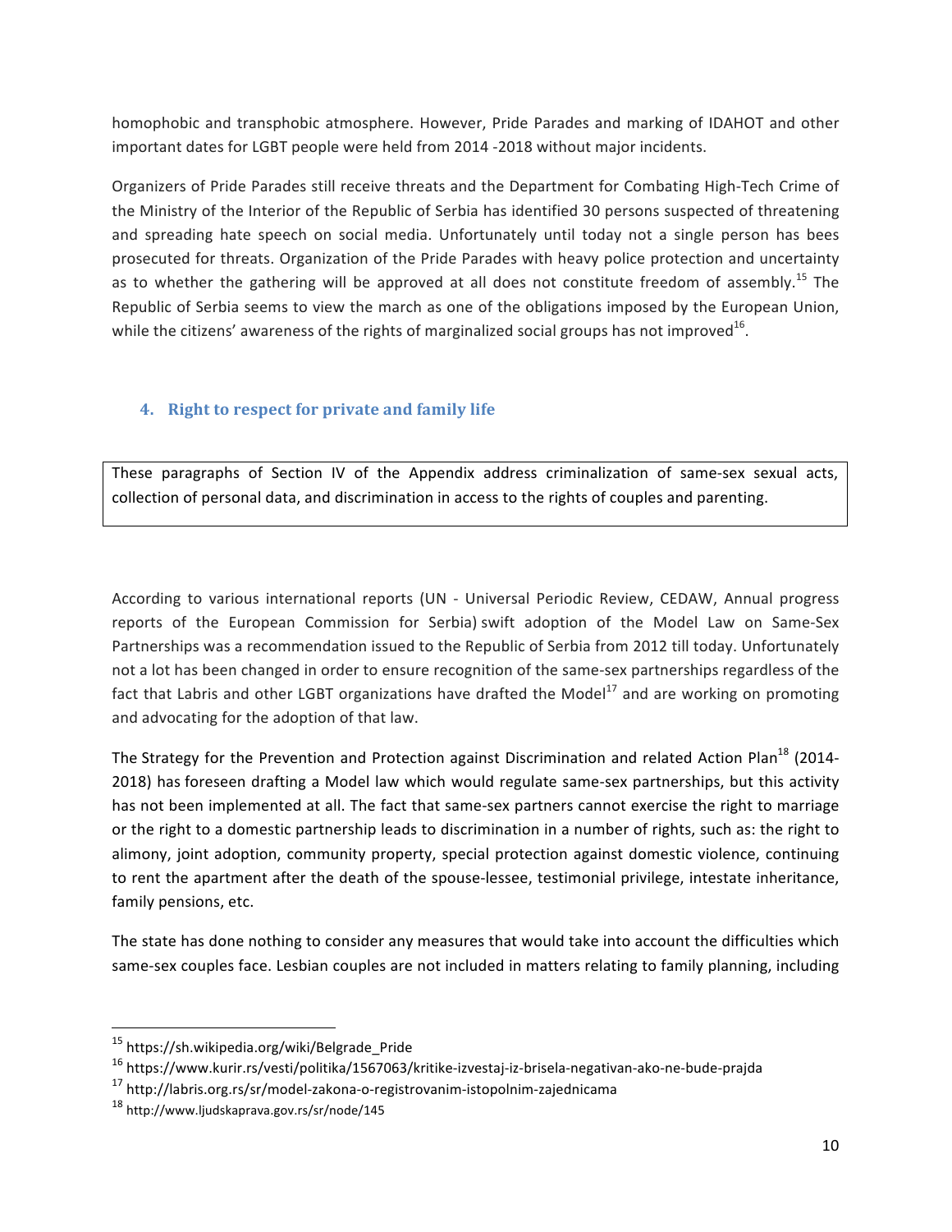homophobic and transphobic atmosphere. However, Pride Parades and marking of IDAHOT and other important dates for LGBT people were held from 2014 -2018 without major incidents.

Organizers of Pride Parades still receive threats and the Department for Combating High-Tech Crime of the Ministry of the Interior of the Republic of Serbia has identified 30 persons suspected of threatening and spreading hate speech on social media. Unfortunately until today not a single person has bees prosecuted for threats. Organization of the Pride Parades with heavy police protection and uncertainty as to whether the gathering will be approved at all does not constitute freedom of assembly.[15] The Republic of Serbia seems to view the march as one of the obligations imposed by the European Union, while the citizens' awareness of the rights of marginalized social groups has not improved[16].

## 4. Right to respect for private and family life

> These paragraphs of Section IV of the Appendix address criminalization of same-sex sexual acts, collection of personal data, and discrimination in access to the rights of couples and parenting.

According to various international reports (UN - Universal Periodic Review, CEDAW, Annual progress reports of the European Commission for Serbia) swift adoption of the Model Law on Same-Sex Partnerships was a recommendation issued to the Republic of Serbia from 2012 till today. Unfortunately not a lot has been changed in order to ensure recognition of the same-sex partnerships regardless of the fact that Labris and other LGBT organizations have drafted the Model[17] and are working on promoting and advocating for the adoption of that law.

The Strategy for the Prevention and Protection against Discrimination and related Action Plan[18] (2014-2018) has foreseen drafting a Model law which would regulate same-sex partnerships, but this activity has not been implemented at all. The fact that same-sex partners cannot exercise the right to marriage or the right to a domestic partnership leads to discrimination in a number of rights, such as: the right to alimony, joint adoption, community property, special protection against domestic violence, continuing to rent the apartment after the death of the spouse-lessee, testimonial privilege, intestate inheritance, family pensions, etc.

The state has done nothing to consider any measures that would take into account the difficulties which same-sex couples face. Lesbian couples are not included in matters relating to family planning, including

---

[15] https://sh.wikipedia.org/wiki/Belgrade_Pride

[16] https://www.kurir.rs/vesti/politika/1567063/kritike-izvestaj-iz-brisela-negativan-ako-ne-bude-prajda

[17] http://labris.org.rs/sr/model-zakona-o-registrovanim-istopolnim-zajednicama

[18] http://www.ljudskaprava.gov.rs/sr/node/145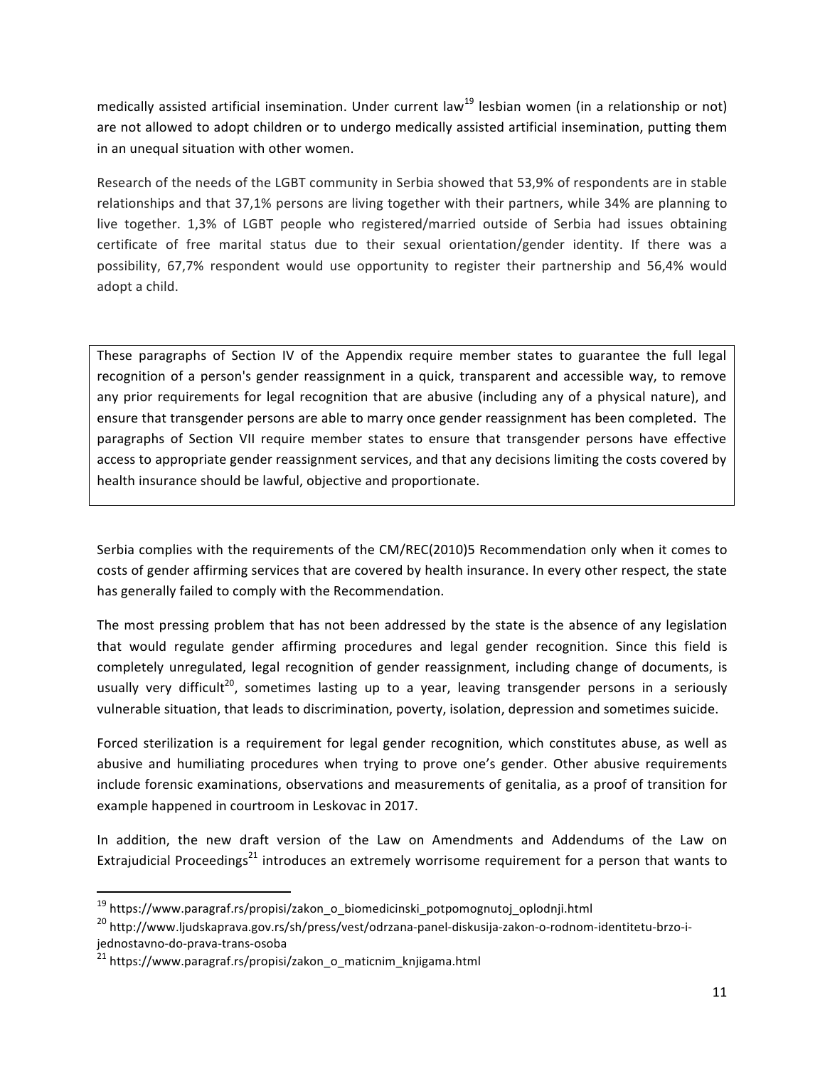medically assisted artificial insemination. Under current law[19] lesbian women (in a relationship or not) are not allowed to adopt children or to undergo medically assisted artificial insemination, putting them in an unequal situation with other women.

Research of the needs of the LGBT community in Serbia showed that 53,9% of respondents are in stable relationships and that 37,1% persons are living together with their partners, while 34% are planning to live together. 1,3% of LGBT people who registered/married outside of Serbia had issues obtaining certificate of free marital status due to their sexual orientation/gender identity. If there was a possibility, 67,7% respondent would use opportunity to register their partnership and 56,4% would adopt a child.

> These paragraphs of Section IV of the Appendix require member states to guarantee the full legal recognition of a person's gender reassignment in a quick, transparent and accessible way, to remove any prior requirements for legal recognition that are abusive (including any of a physical nature), and ensure that transgender persons are able to marry once gender reassignment has been completed. The paragraphs of Section VII require member states to ensure that transgender persons have effective access to appropriate gender reassignment services, and that any decisions limiting the costs covered by health insurance should be lawful, objective and proportionate.

Serbia complies with the requirements of the CM/REC(2010)5 Recommendation only when it comes to costs of gender affirming services that are covered by health insurance. In every other respect, the state has generally failed to comply with the Recommendation.

The most pressing problem that has not been addressed by the state is the absence of any legislation that would regulate gender affirming procedures and legal gender recognition. Since this field is completely unregulated, legal recognition of gender reassignment, including change of documents, is usually very difficult[20], sometimes lasting up to a year, leaving transgender persons in a seriously vulnerable situation, that leads to discrimination, poverty, isolation, depression and sometimes suicide.

Forced sterilization is a requirement for legal gender recognition, which constitutes abuse, as well as abusive and humiliating procedures when trying to prove one's gender. Other abusive requirements include forensic examinations, observations and measurements of genitalia, as a proof of transition for example happened in courtroom in Leskovac in 2017.

In addition, the new draft version of the Law on Amendments and Addendums of the Law on Extrajudicial Proceedings[21] introduces an extremely worrisome requirement for a person that wants to

---

[19] https://www.paragraf.rs/propisi/zakon_o_biomedicinski_potpomognutoj_oplodnji.html

[20] http://www.ljudskaprava.gov.rs/sh/press/vest/odrzana-panel-diskusija-zakon-o-rodnom-identitetu-brzo-i-jednostavno-do-prava-trans-osoba

[21] https://www.paragraf.rs/propisi/zakon_o_maticnim_knjigama.html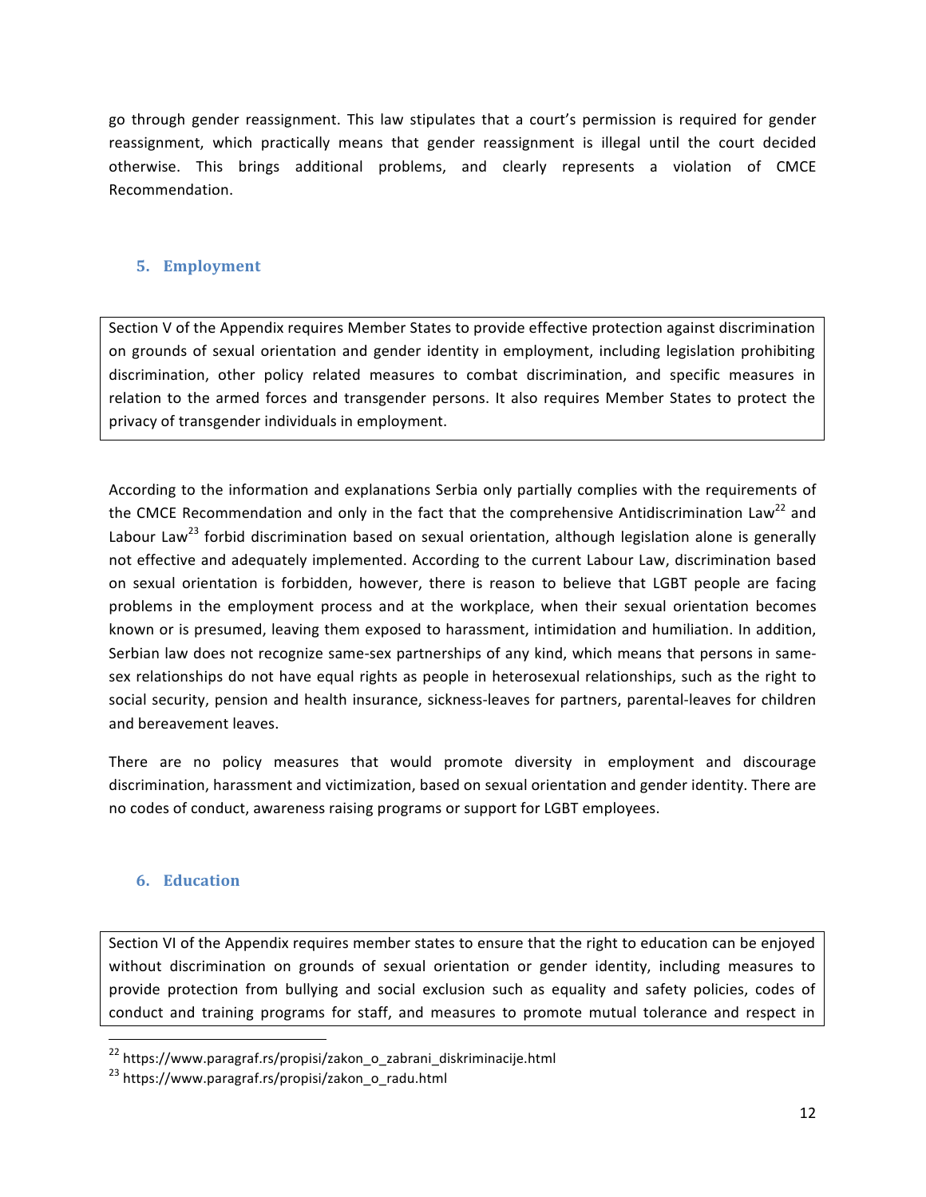go through gender reassignment. This law stipulates that a court's permission is required for gender reassignment, which practically means that gender reassignment is illegal until the court decided otherwise. This brings additional problems, and clearly represents a violation of CMCE Recommendation.

## 5. Employment

> Section V of the Appendix requires Member States to provide effective protection against discrimination on grounds of sexual orientation and gender identity in employment, including legislation prohibiting discrimination, other policy related measures to combat discrimination, and specific measures in relation to the armed forces and transgender persons. It also requires Member States to protect the privacy of transgender individuals in employment.

According to the information and explanations Serbia only partially complies with the requirements of the CMCE Recommendation and only in the fact that the comprehensive Antidiscrimination Law[22] and Labour Law[23] forbid discrimination based on sexual orientation, although legislation alone is generally not effective and adequately implemented. According to the current Labour Law, discrimination based on sexual orientation is forbidden, however, there is reason to believe that LGBT people are facing problems in the employment process and at the workplace, when their sexual orientation becomes known or is presumed, leaving them exposed to harassment, intimidation and humiliation. In addition, Serbian law does not recognize same-sex partnerships of any kind, which means that persons in same-sex relationships do not have equal rights as people in heterosexual relationships, such as the right to social security, pension and health insurance, sickness-leaves for partners, parental-leaves for children and bereavement leaves.

There are no policy measures that would promote diversity in employment and discourage discrimination, harassment and victimization, based on sexual orientation and gender identity. There are no codes of conduct, awareness raising programs or support for LGBT employees.

## 6. Education

> Section VI of the Appendix requires member states to ensure that the right to education can be enjoyed without discrimination on grounds of sexual orientation or gender identity, including measures to provide protection from bullying and social exclusion such as equality and safety policies, codes of conduct and training programs for staff, and measures to promote mutual tolerance and respect in

[22] https://www.paragraf.rs/propisi/zakon_o_zabrani_diskriminacije.html

[23] https://www.paragraf.rs/propisi/zakon_o_radu.html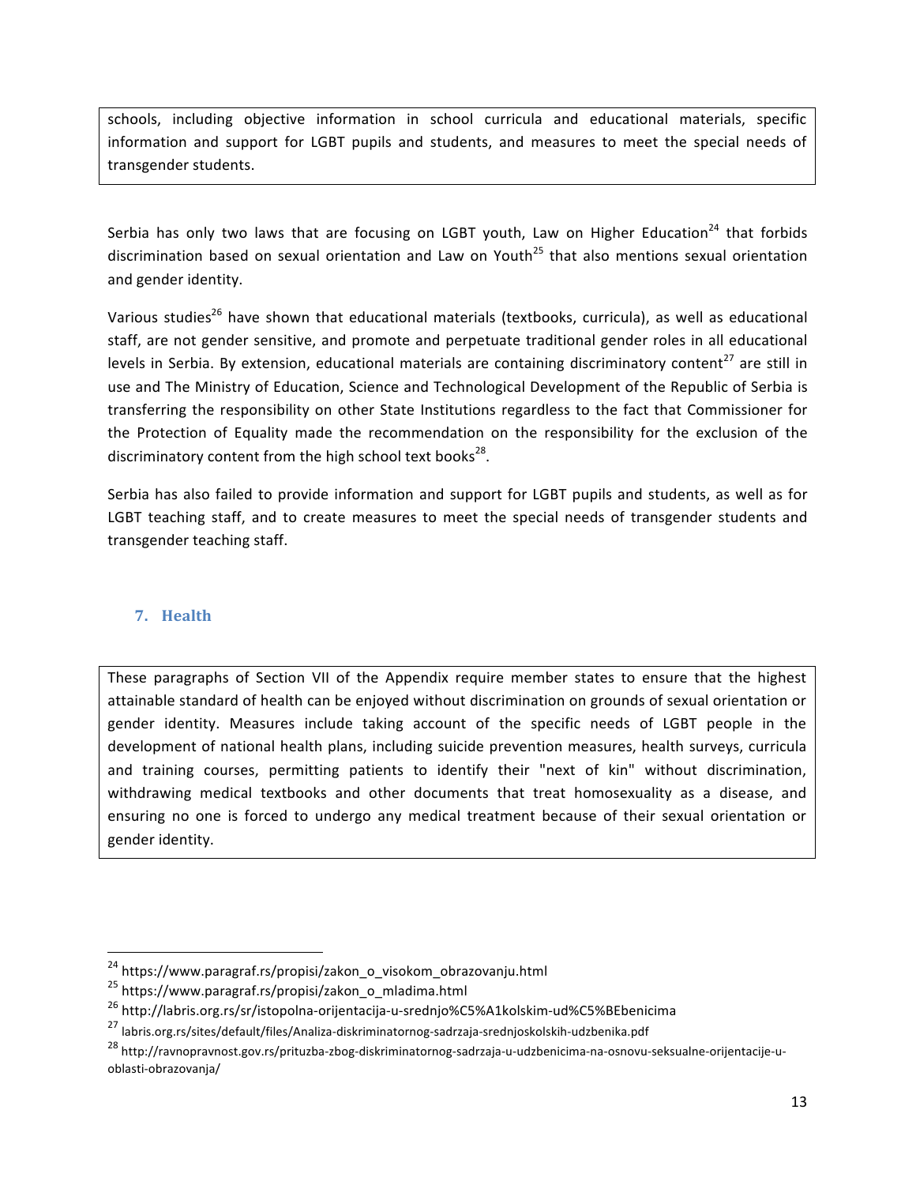schools, including objective information in school curricula and educational materials, specific information and support for LGBT pupils and students, and measures to meet the special needs of transgender students.

Serbia has only two laws that are focusing on LGBT youth, Law on Higher Education[24] that forbids discrimination based on sexual orientation and Law on Youth[25] that also mentions sexual orientation and gender identity.

Various studies[26] have shown that educational materials (textbooks, curricula), as well as educational staff, are not gender sensitive, and promote and perpetuate traditional gender roles in all educational levels in Serbia. By extension, educational materials are containing discriminatory content[27] are still in use and The Ministry of Education, Science and Technological Development of the Republic of Serbia is transferring the responsibility on other State Institutions regardless to the fact that Commissioner for the Protection of Equality made the recommendation on the responsibility for the exclusion of the discriminatory content from the high school text books[28].

Serbia has also failed to provide information and support for LGBT pupils and students, as well as for LGBT teaching staff, and to create measures to meet the special needs of transgender students and transgender teaching staff.

## 7. Health

These paragraphs of Section VII of the Appendix require member states to ensure that the highest attainable standard of health can be enjoyed without discrimination on grounds of sexual orientation or gender identity. Measures include taking account of the specific needs of LGBT people in the development of national health plans, including suicide prevention measures, health surveys, curricula and training courses, permitting patients to identify their "next of kin" without discrimination, withdrawing medical textbooks and other documents that treat homosexuality as a disease, and ensuring no one is forced to undergo any medical treatment because of their sexual orientation or gender identity.

---

[24] https://www.paragraf.rs/propisi/zakon_o_visokom_obrazovanju.html

[25] https://www.paragraf.rs/propisi/zakon_o_mladima.html

[26] http://labris.org.rs/sr/istopolna-orijentacija-u-srednjo%C5%A1kolskim-ud%C5%BEbenicima

[27] labris.org.rs/sites/default/files/Analiza-diskriminatornog-sadrzaja-srednjoskolskih-udzbenika.pdf

[28] http://ravnopravnost.gov.rs/prituzba-zbog-diskriminatornog-sadrzaja-u-udzbenicima-na-osnovu-seksualne-orijentacije-u-oblasti-obrazovanja/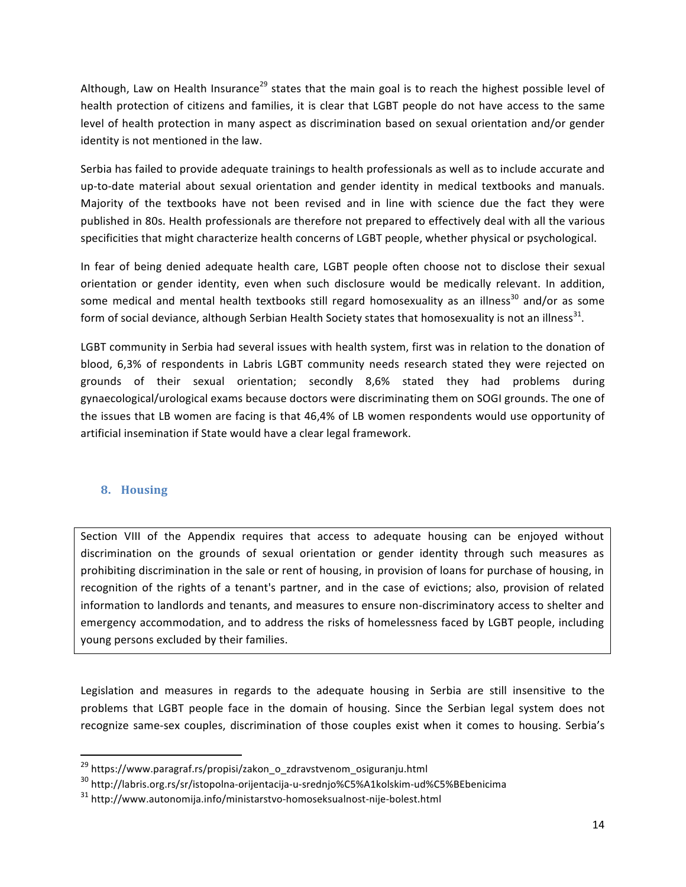Although, Law on Health Insurance[29] states that the main goal is to reach the highest possible level of health protection of citizens and families, it is clear that LGBT people do not have access to the same level of health protection in many aspect as discrimination based on sexual orientation and/or gender identity is not mentioned in the law.

Serbia has failed to provide adequate trainings to health professionals as well as to include accurate and up-to-date material about sexual orientation and gender identity in medical textbooks and manuals. Majority of the textbooks have not been revised and in line with science due the fact they were published in 80s. Health professionals are therefore not prepared to effectively deal with all the various specificities that might characterize health concerns of LGBT people, whether physical or psychological.

In fear of being denied adequate health care, LGBT people often choose not to disclose their sexual orientation or gender identity, even when such disclosure would be medically relevant. In addition, some medical and mental health textbooks still regard homosexuality as an illness[30] and/or as some form of social deviance, although Serbian Health Society states that homosexuality is not an illness[31].

LGBT community in Serbia had several issues with health system, first was in relation to the donation of blood, 6,3% of respondents in Labris LGBT community needs research stated they were rejected on grounds of their sexual orientation; secondly 8,6% stated they had problems during gynaecological/urological exams because doctors were discriminating them on SOGI grounds. The one of the issues that LB women are facing is that 46,4% of LB women respondents would use opportunity of artificial insemination if State would have a clear legal framework.

## 8. Housing

> Section VIII of the Appendix requires that access to adequate housing can be enjoyed without discrimination on the grounds of sexual orientation or gender identity through such measures as prohibiting discrimination in the sale or rent of housing, in provision of loans for purchase of housing, in recognition of the rights of a tenant's partner, and in the case of evictions; also, provision of related information to landlords and tenants, and measures to ensure non-discriminatory access to shelter and emergency accommodation, and to address the risks of homelessness faced by LGBT people, including young persons excluded by their families.

Legislation and measures in regards to the adequate housing in Serbia are still insensitive to the problems that LGBT people face in the domain of housing. Since the Serbian legal system does not recognize same-sex couples, discrimination of those couples exist when it comes to housing. Serbia's

---

[29] https://www.paragraf.rs/propisi/zakon_o_zdravstvenom_osiguranju.html

[30] http://labris.org.rs/sr/istopolna-orijentacija-u-srednjo%C5%A1kolskim-ud%C5%BEbenicima

[31] http://www.autonomija.info/ministarstvo-homoseksualnost-nije-bolest.html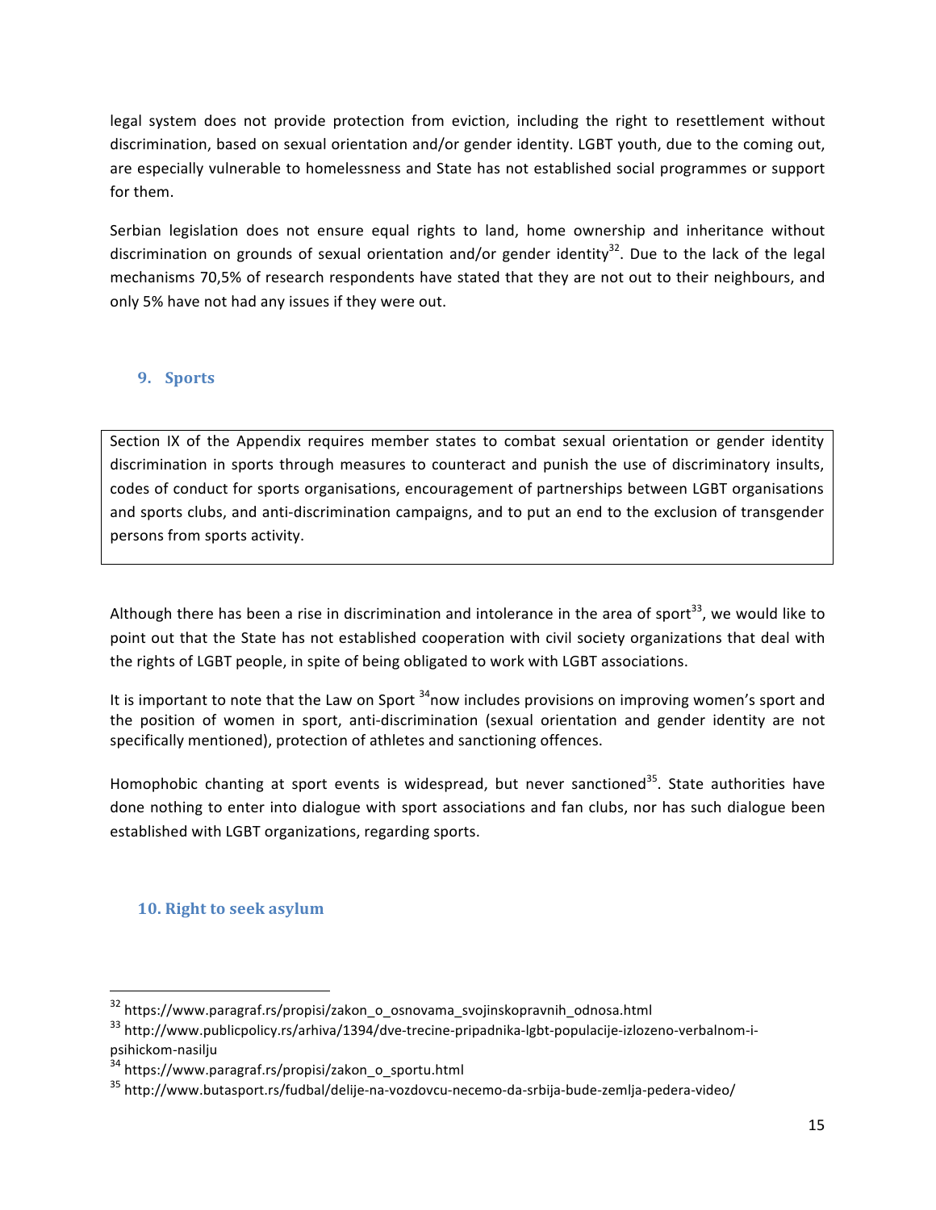legal system does not provide protection from eviction, including the right to resettlement without discrimination, based on sexual orientation and/or gender identity. LGBT youth, due to the coming out, are especially vulnerable to homelessness and State has not established social programmes or support for them.

Serbian legislation does not ensure equal rights to land, home ownership and inheritance without discrimination on grounds of sexual orientation and/or gender identity[32]. Due to the lack of the legal mechanisms 70,5% of research respondents have stated that they are not out to their neighbours, and only 5% have not had any issues if they were out.

## 9. Sports

> Section IX of the Appendix requires member states to combat sexual orientation or gender identity discrimination in sports through measures to counteract and punish the use of discriminatory insults, codes of conduct for sports organisations, encouragement of partnerships between LGBT organisations and sports clubs, and anti-discrimination campaigns, and to put an end to the exclusion of transgender persons from sports activity.

Although there has been a rise in discrimination and intolerance in the area of sport[33], we would like to point out that the State has not established cooperation with civil society organizations that deal with the rights of LGBT people, in spite of being obligated to work with LGBT associations.

It is important to note that the Law on Sport [34]now includes provisions on improving women's sport and the position of women in sport, anti-discrimination (sexual orientation and gender identity are not specifically mentioned), protection of athletes and sanctioning offences.

Homophobic chanting at sport events is widespread, but never sanctioned[35]. State authorities have done nothing to enter into dialogue with sport associations and fan clubs, nor has such dialogue been established with LGBT organizations, regarding sports.

## 10. Right to seek asylum

---

[32] https://www.paragraf.rs/propisi/zakon_o_osnovama_svojinskopravnih_odnosa.html

[33] http://www.publicpolicy.rs/arhiva/1394/dve-trecine-pripadnika-lgbt-populacije-izlozeno-verbalnom-i-psihickom-nasilju

[34] https://www.paragraf.rs/propisi/zakon_o_sportu.html

[35] http://www.butasport.rs/fudbal/delije-na-vozdovcu-necemo-da-srbija-bude-zemlja-pedera-video/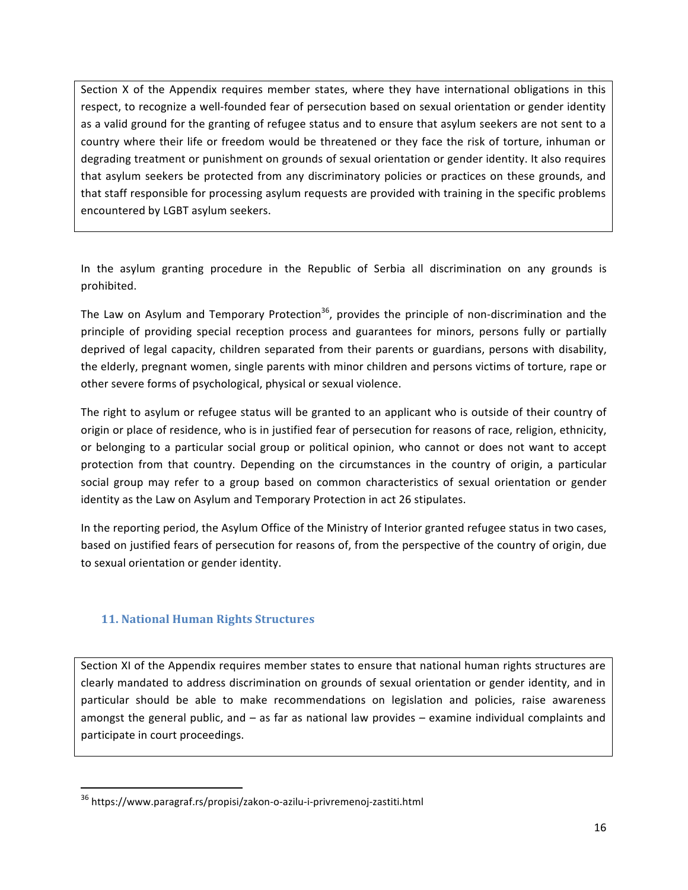Section X of the Appendix requires member states, where they have international obligations in this respect, to recognize a well-founded fear of persecution based on sexual orientation or gender identity as a valid ground for the granting of refugee status and to ensure that asylum seekers are not sent to a country where their life or freedom would be threatened or they face the risk of torture, inhuman or degrading treatment or punishment on grounds of sexual orientation or gender identity. It also requires that asylum seekers be protected from any discriminatory policies or practices on these grounds, and that staff responsible for processing asylum requests are provided with training in the specific problems encountered by LGBT asylum seekers.

In the asylum granting procedure in the Republic of Serbia all discrimination on any grounds is prohibited.

The Law on Asylum and Temporary Protection[36], provides the principle of non-discrimination and the principle of providing special reception process and guarantees for minors, persons fully or partially deprived of legal capacity, children separated from their parents or guardians, persons with disability, the elderly, pregnant women, single parents with minor children and persons victims of torture, rape or other severe forms of psychological, physical or sexual violence.

The right to asylum or refugee status will be granted to an applicant who is outside of their country of origin or place of residence, who is in justified fear of persecution for reasons of race, religion, ethnicity, or belonging to a particular social group or political opinion, who cannot or does not want to accept protection from that country. Depending on the circumstances in the country of origin, a particular social group may refer to a group based on common characteristics of sexual orientation or gender identity as the Law on Asylum and Temporary Protection in act 26 stipulates.

In the reporting period, the Asylum Office of the Ministry of Interior granted refugee status in two cases, based on justified fears of persecution for reasons of, from the perspective of the country of origin, due to sexual orientation or gender identity.

## 11. National Human Rights Structures

Section XI of the Appendix requires member states to ensure that national human rights structures are clearly mandated to address discrimination on grounds of sexual orientation or gender identity, and in particular should be able to make recommendations on legislation and policies, raise awareness amongst the general public, and – as far as national law provides – examine individual complaints and participate in court proceedings.

[36] https://www.paragraf.rs/propisi/zakon-o-azilu-i-privremenoj-zastiti.html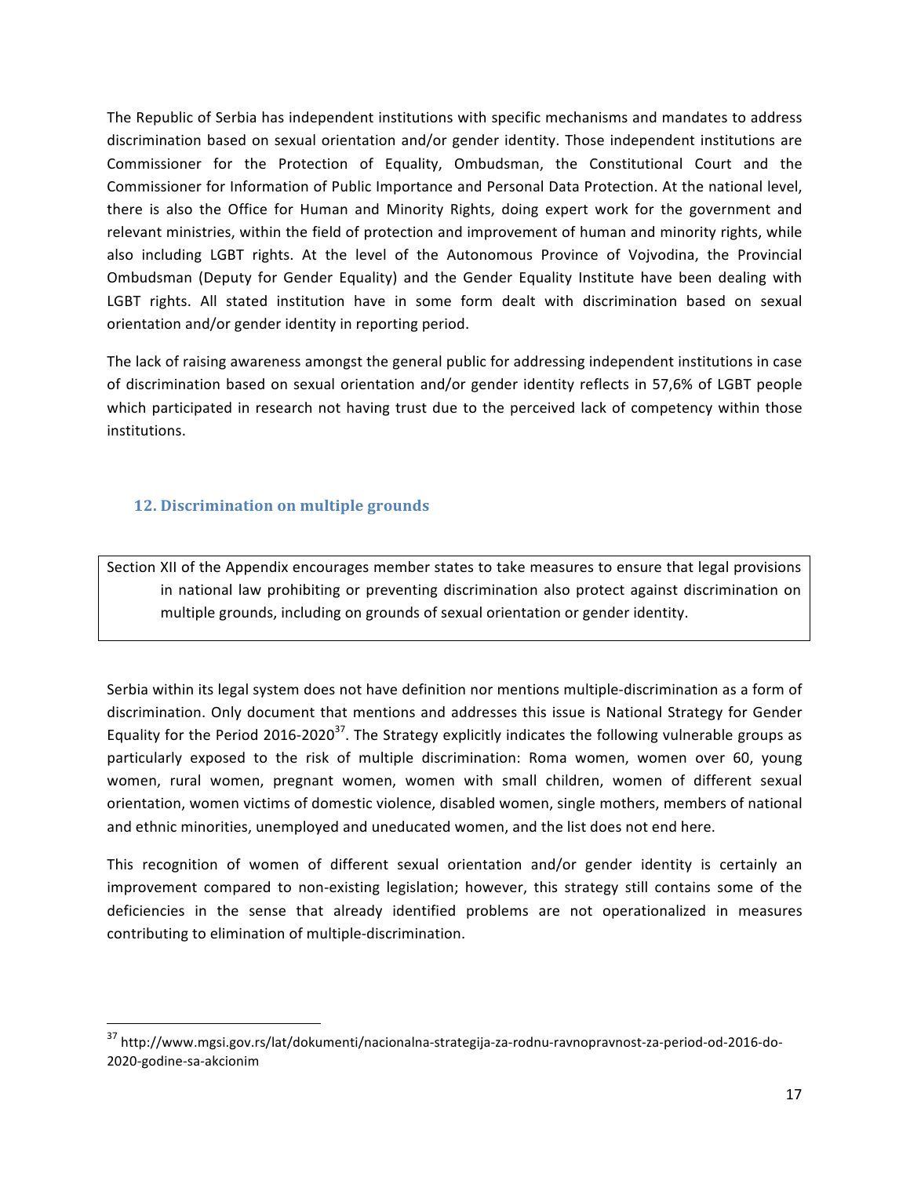The Republic of Serbia has independent institutions with specific mechanisms and mandates to address discrimination based on sexual orientation and/or gender identity. Those independent institutions are Commissioner for the Protection of Equality, Ombudsman, the Constitutional Court and the Commissioner for Information of Public Importance and Personal Data Protection. At the national level, there is also the Office for Human and Minority Rights, doing expert work for the government and relevant ministries, within the field of protection and improvement of human and minority rights, while also including LGBT rights. At the level of the Autonomous Province of Vojvodina, the Provincial Ombudsman (Deputy for Gender Equality) and the Gender Equality Institute have been dealing with LGBT rights. All stated institution have in some form dealt with discrimination based on sexual orientation and/or gender identity in reporting period.

The lack of raising awareness amongst the general public for addressing independent institutions in case of discrimination based on sexual orientation and/or gender identity reflects in 57,6% of LGBT people which participated in research not having trust due to the perceived lack of competency within those institutions.

## 12. Discrimination on multiple grounds

Section XII of the Appendix encourages member states to take measures to ensure that legal provisions in national law prohibiting or preventing discrimination also protect against discrimination on multiple grounds, including on grounds of sexual orientation or gender identity.

Serbia within its legal system does not have definition nor mentions multiple-discrimination as a form of discrimination. Only document that mentions and addresses this issue is National Strategy for Gender Equality for the Period 2016-2020[37]. The Strategy explicitly indicates the following vulnerable groups as particularly exposed to the risk of multiple discrimination: Roma women, women over 60, young women, rural women, pregnant women, women with small children, women of different sexual orientation, women victims of domestic violence, disabled women, single mothers, members of national and ethnic minorities, unemployed and uneducated women, and the list does not end here.

This recognition of women of different sexual orientation and/or gender identity is certainly an improvement compared to non-existing legislation; however, this strategy still contains some of the deficiencies in the sense that already identified problems are not operationalized in measures contributing to elimination of multiple-discrimination.

---

[37] http://www.mgsi.gov.rs/lat/dokumenti/nacionalna-strategija-za-rodnu-ravnopravnost-za-period-od-2016-do-2020-godine-sa-akcionim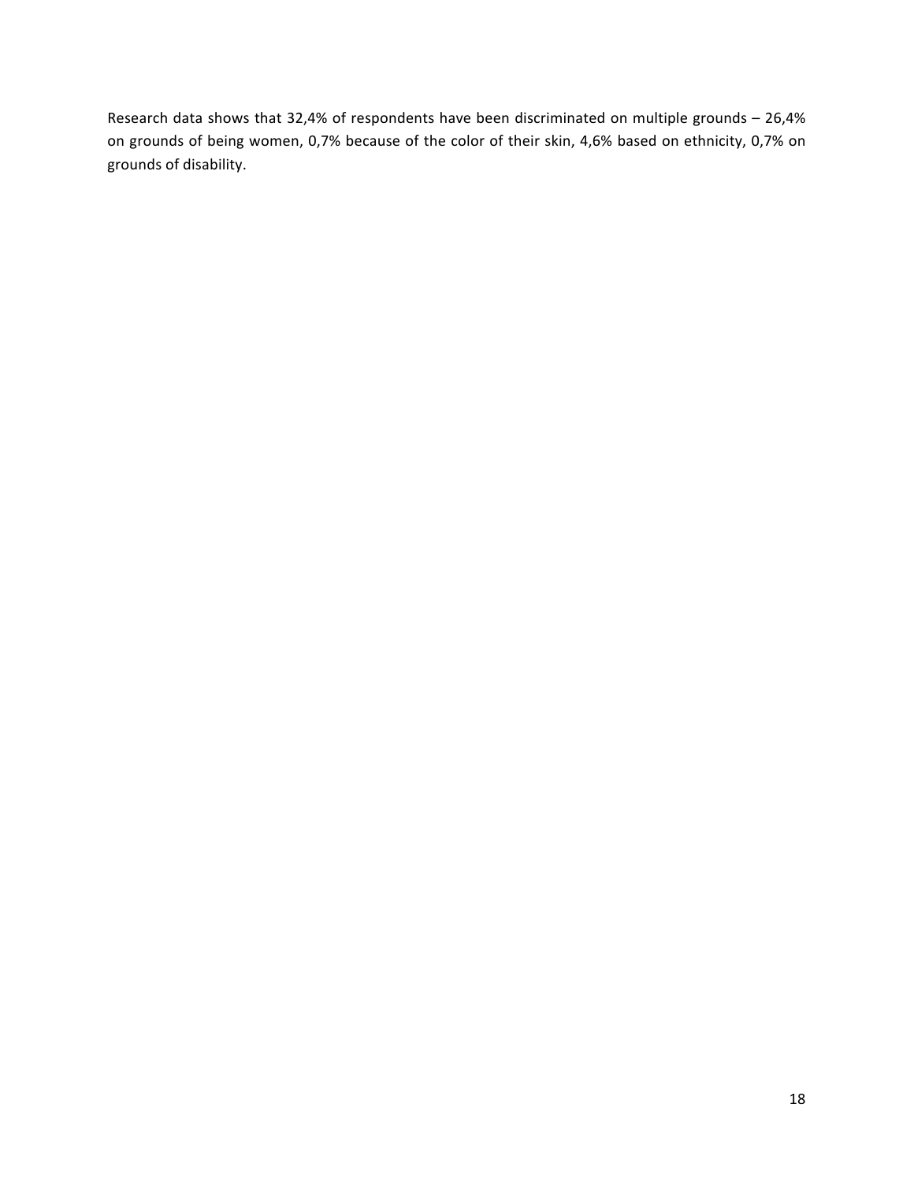Research data shows that 32,4% of respondents have been discriminated on multiple grounds – 26,4% on grounds of being women, 0,7% because of the color of their skin, 4,6% based on ethnicity, 0,7% on grounds of disability.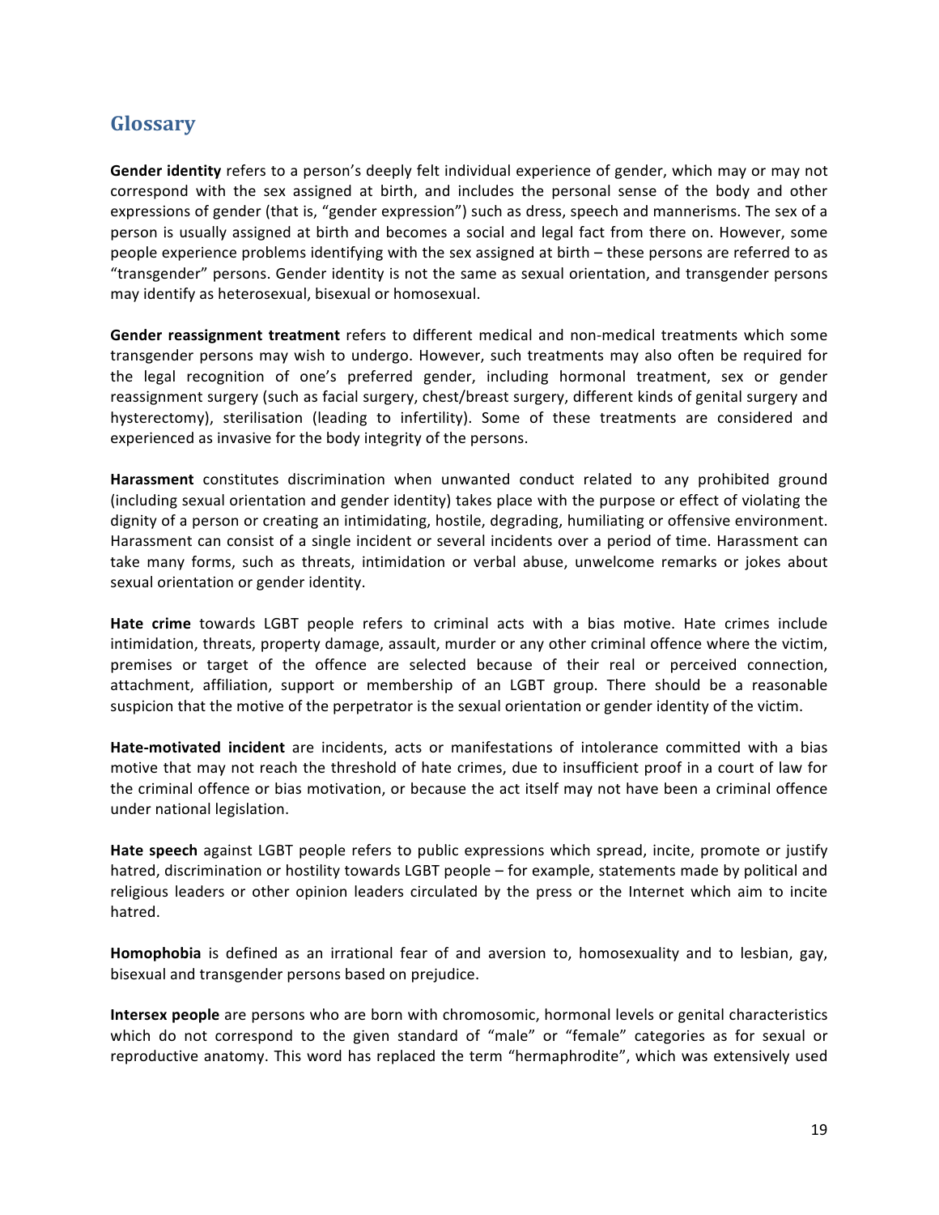## Glossary

**Gender identity** refers to a person's deeply felt individual experience of gender, which may or may not correspond with the sex assigned at birth, and includes the personal sense of the body and other expressions of gender (that is, "gender expression") such as dress, speech and mannerisms. The sex of a person is usually assigned at birth and becomes a social and legal fact from there on. However, some people experience problems identifying with the sex assigned at birth – these persons are referred to as "transgender" persons. Gender identity is not the same as sexual orientation, and transgender persons may identify as heterosexual, bisexual or homosexual.

**Gender reassignment treatment** refers to different medical and non-medical treatments which some transgender persons may wish to undergo. However, such treatments may also often be required for the legal recognition of one's preferred gender, including hormonal treatment, sex or gender reassignment surgery (such as facial surgery, chest/breast surgery, different kinds of genital surgery and hysterectomy), sterilisation (leading to infertility). Some of these treatments are considered and experienced as invasive for the body integrity of the persons.

**Harassment** constitutes discrimination when unwanted conduct related to any prohibited ground (including sexual orientation and gender identity) takes place with the purpose or effect of violating the dignity of a person or creating an intimidating, hostile, degrading, humiliating or offensive environment. Harassment can consist of a single incident or several incidents over a period of time. Harassment can take many forms, such as threats, intimidation or verbal abuse, unwelcome remarks or jokes about sexual orientation or gender identity.

**Hate crime** towards LGBT people refers to criminal acts with a bias motive. Hate crimes include intimidation, threats, property damage, assault, murder or any other criminal offence where the victim, premises or target of the offence are selected because of their real or perceived connection, attachment, affiliation, support or membership of an LGBT group. There should be a reasonable suspicion that the motive of the perpetrator is the sexual orientation or gender identity of the victim.

**Hate-motivated incident** are incidents, acts or manifestations of intolerance committed with a bias motive that may not reach the threshold of hate crimes, due to insufficient proof in a court of law for the criminal offence or bias motivation, or because the act itself may not have been a criminal offence under national legislation.

**Hate speech** against LGBT people refers to public expressions which spread, incite, promote or justify hatred, discrimination or hostility towards LGBT people – for example, statements made by political and religious leaders or other opinion leaders circulated by the press or the Internet which aim to incite hatred.

**Homophobia** is defined as an irrational fear of and aversion to, homosexuality and to lesbian, gay, bisexual and transgender persons based on prejudice.

**Intersex people** are persons who are born with chromosomic, hormonal levels or genital characteristics which do not correspond to the given standard of "male" or "female" categories as for sexual or reproductive anatomy. This word has replaced the term "hermaphrodite", which was extensively used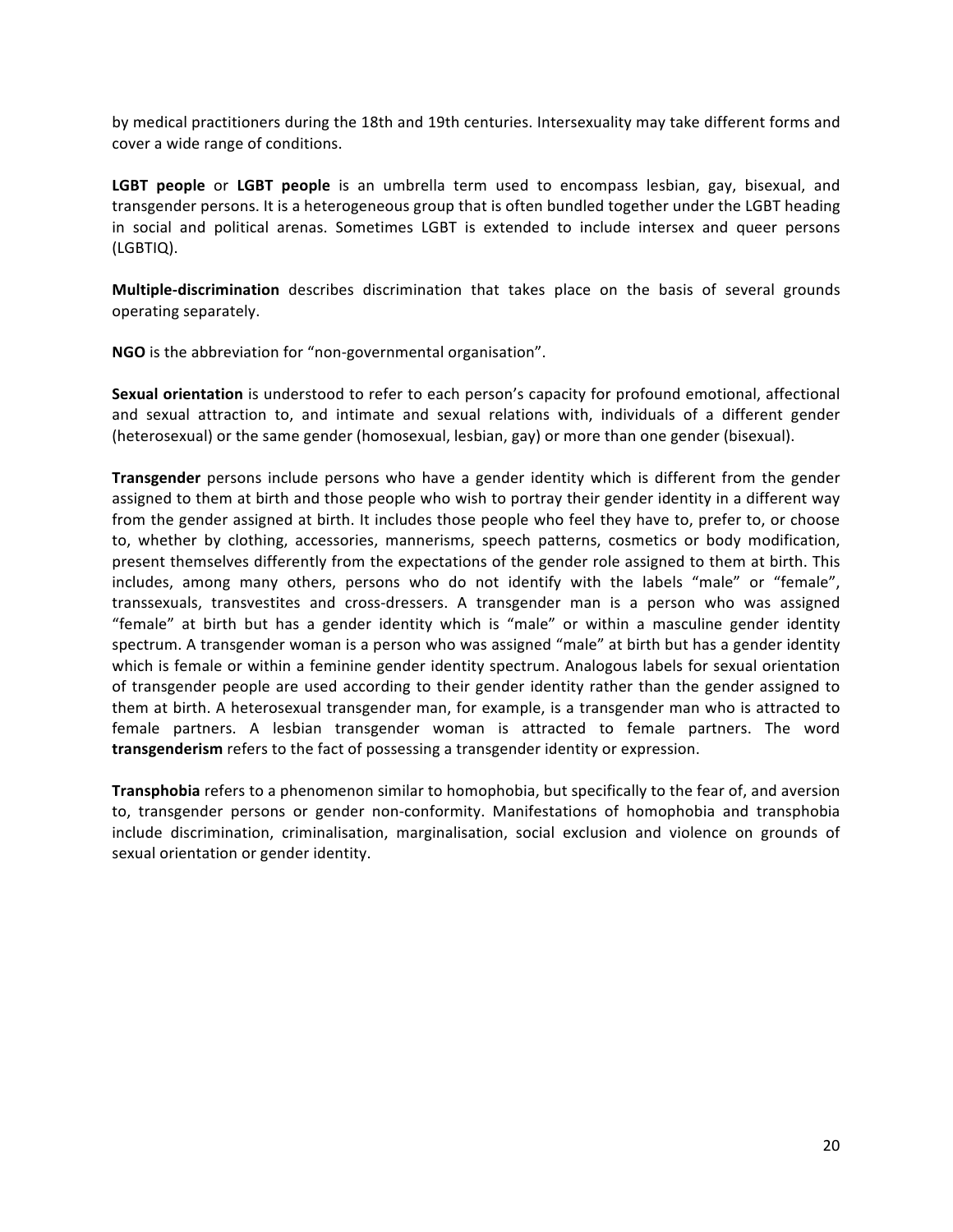by medical practitioners during the 18th and 19th centuries. Intersexuality may take different forms and cover a wide range of conditions.

**LGBT people** or **LGBT people** is an umbrella term used to encompass lesbian, gay, bisexual, and transgender persons. It is a heterogeneous group that is often bundled together under the LGBT heading in social and political arenas. Sometimes LGBT is extended to include intersex and queer persons (LGBTIQ).

**Multiple-discrimination** describes discrimination that takes place on the basis of several grounds operating separately.

**NGO** is the abbreviation for "non-governmental organisation".

**Sexual orientation** is understood to refer to each person's capacity for profound emotional, affectional and sexual attraction to, and intimate and sexual relations with, individuals of a different gender (heterosexual) or the same gender (homosexual, lesbian, gay) or more than one gender (bisexual).

**Transgender** persons include persons who have a gender identity which is different from the gender assigned to them at birth and those people who wish to portray their gender identity in a different way from the gender assigned at birth. It includes those people who feel they have to, prefer to, or choose to, whether by clothing, accessories, mannerisms, speech patterns, cosmetics or body modification, present themselves differently from the expectations of the gender role assigned to them at birth. This includes, among many others, persons who do not identify with the labels "male" or "female", transsexuals, transvestites and cross-dressers. A transgender man is a person who was assigned "female" at birth but has a gender identity which is "male" or within a masculine gender identity spectrum. A transgender woman is a person who was assigned "male" at birth but has a gender identity which is female or within a feminine gender identity spectrum. Analogous labels for sexual orientation of transgender people are used according to their gender identity rather than the gender assigned to them at birth. A heterosexual transgender man, for example, is a transgender man who is attracted to female partners. A lesbian transgender woman is attracted to female partners. The word **transgenderism** refers to the fact of possessing a transgender identity or expression.

**Transphobia** refers to a phenomenon similar to homophobia, but specifically to the fear of, and aversion to, transgender persons or gender non-conformity. Manifestations of homophobia and transphobia include discrimination, criminalisation, marginalisation, social exclusion and violence on grounds of sexual orientation or gender identity.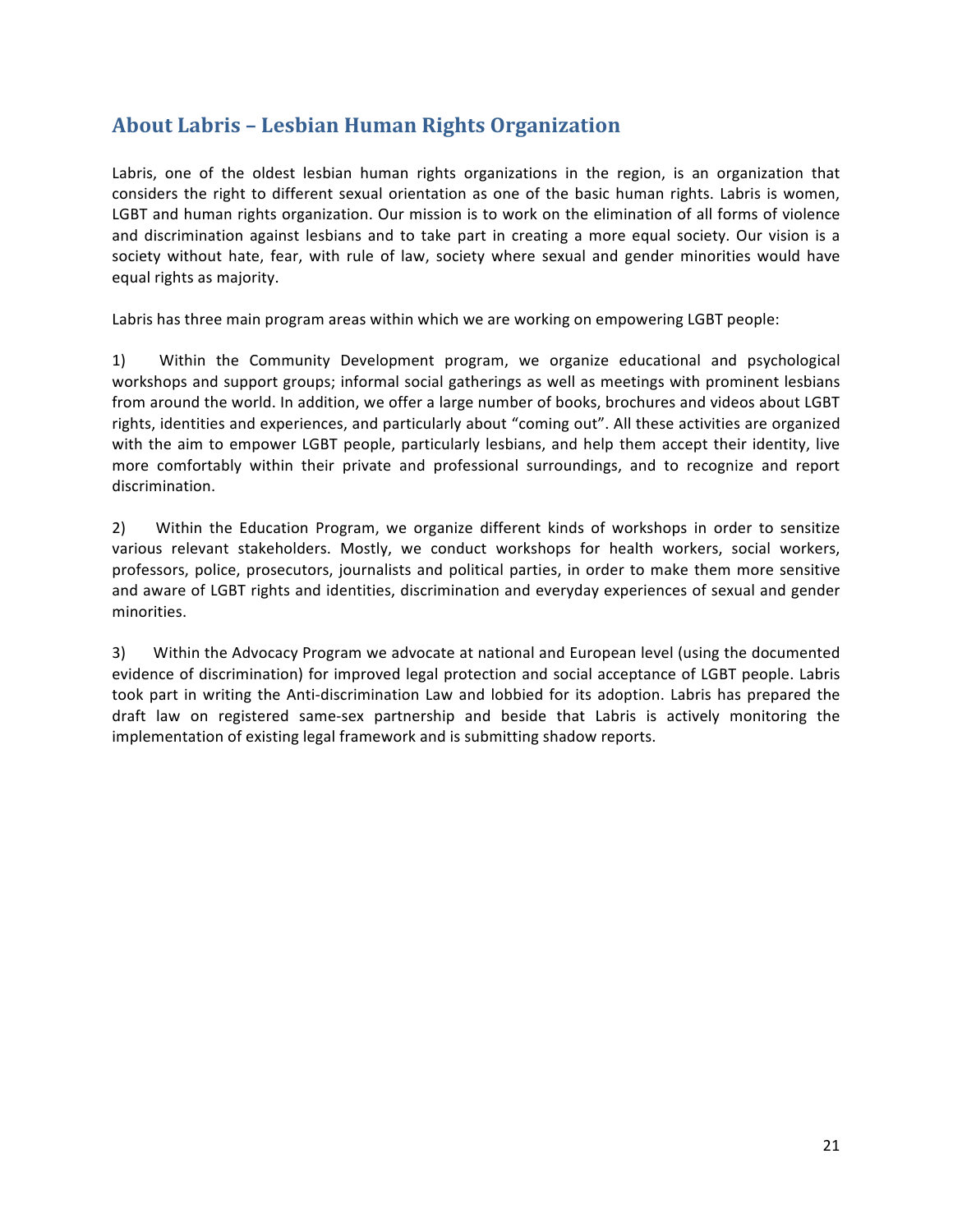## About Labris – Lesbian Human Rights Organization

Labris, one of the oldest lesbian human rights organizations in the region, is an organization that considers the right to different sexual orientation as one of the basic human rights. Labris is women, LGBT and human rights organization. Our mission is to work on the elimination of all forms of violence and discrimination against lesbians and to take part in creating a more equal society. Our vision is a society without hate, fear, with rule of law, society where sexual and gender minorities would have equal rights as majority.

Labris has three main program areas within which we are working on empowering LGBT people:

1) Within the Community Development program, we organize educational and psychological workshops and support groups; informal social gatherings as well as meetings with prominent lesbians from around the world. In addition, we offer a large number of books, brochures and videos about LGBT rights, identities and experiences, and particularly about "coming out". All these activities are organized with the aim to empower LGBT people, particularly lesbians, and help them accept their identity, live more comfortably within their private and professional surroundings, and to recognize and report discrimination.

2) Within the Education Program, we organize different kinds of workshops in order to sensitize various relevant stakeholders. Mostly, we conduct workshops for health workers, social workers, professors, police, prosecutors, journalists and political parties, in order to make them more sensitive and aware of LGBT rights and identities, discrimination and everyday experiences of sexual and gender minorities.

3) Within the Advocacy Program we advocate at national and European level (using the documented evidence of discrimination) for improved legal protection and social acceptance of LGBT people. Labris took part in writing the Anti-discrimination Law and lobbied for its adoption. Labris has prepared the draft law on registered same-sex partnership and beside that Labris is actively monitoring the implementation of existing legal framework and is submitting shadow reports.